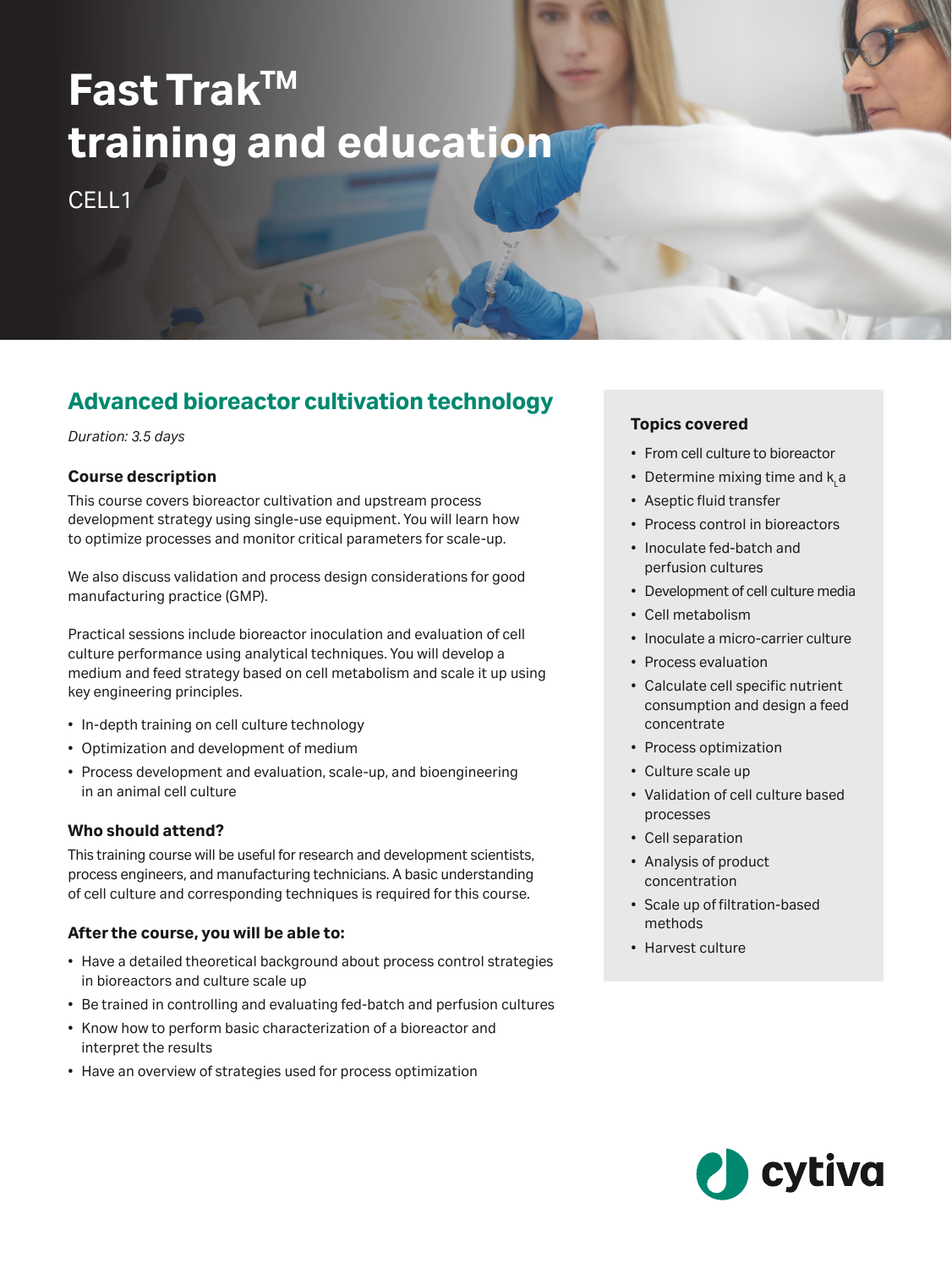# Fast Trak™ training and education

CELL1

## Advanced bioreactor cultivation technology

*Duration: 3.5 days*

### Course description

This course covers bioreactor cultivation and upstream process development strategy using single-use equipment. You will learn how to optimize processes and monitor critical parameters for scale-up.

We also discuss validation and process design considerations for good manufacturing practice (GMP).

Practical sessions include bioreactor inoculation and evaluation of cell culture performance using analytical techniques. You will develop a medium and feed strategy based on cell metabolism and scale it up using key engineering principles.

- In-depth training on cell culture technology
- Optimization and development of medium
- Process development and evaluation, scale-up, and bioengineering in an animal cell culture

### Who should attend?

This training course will be useful for research and development scientists, process engineers, and manufacturing technicians. A basic understanding of cell culture and corresponding techniques is required for this course.

### After the course, you will be able to:

- Have a detailed theoretical background about process control strategies in bioreactors and culture scale up
- Be trained in controlling and evaluating fed-batch and perfusion cultures
- Know how to perform basic characterization of a bioreactor and interpret the results
- Have an overview of strategies used for process optimization

### Topics covered

- From cell culture to bioreactor
- Determine mixing time and $k_La$
- Aseptic fluid transfer
- Process control in bioreactors
- Inoculate fed-batch and perfusion cultures
- Development of cell culture media
- Cell metabolism
- Inoculate a micro-carrier culture
- Process evaluation
- Calculate cell specific nutrient consumption and design a feed concentrate
- Process optimization
- Culture scale up
- Validation of cell culture based processes
- Cell separation
- Analysis of product concentration
- Scale up of filtration-based methods
- Harvest culture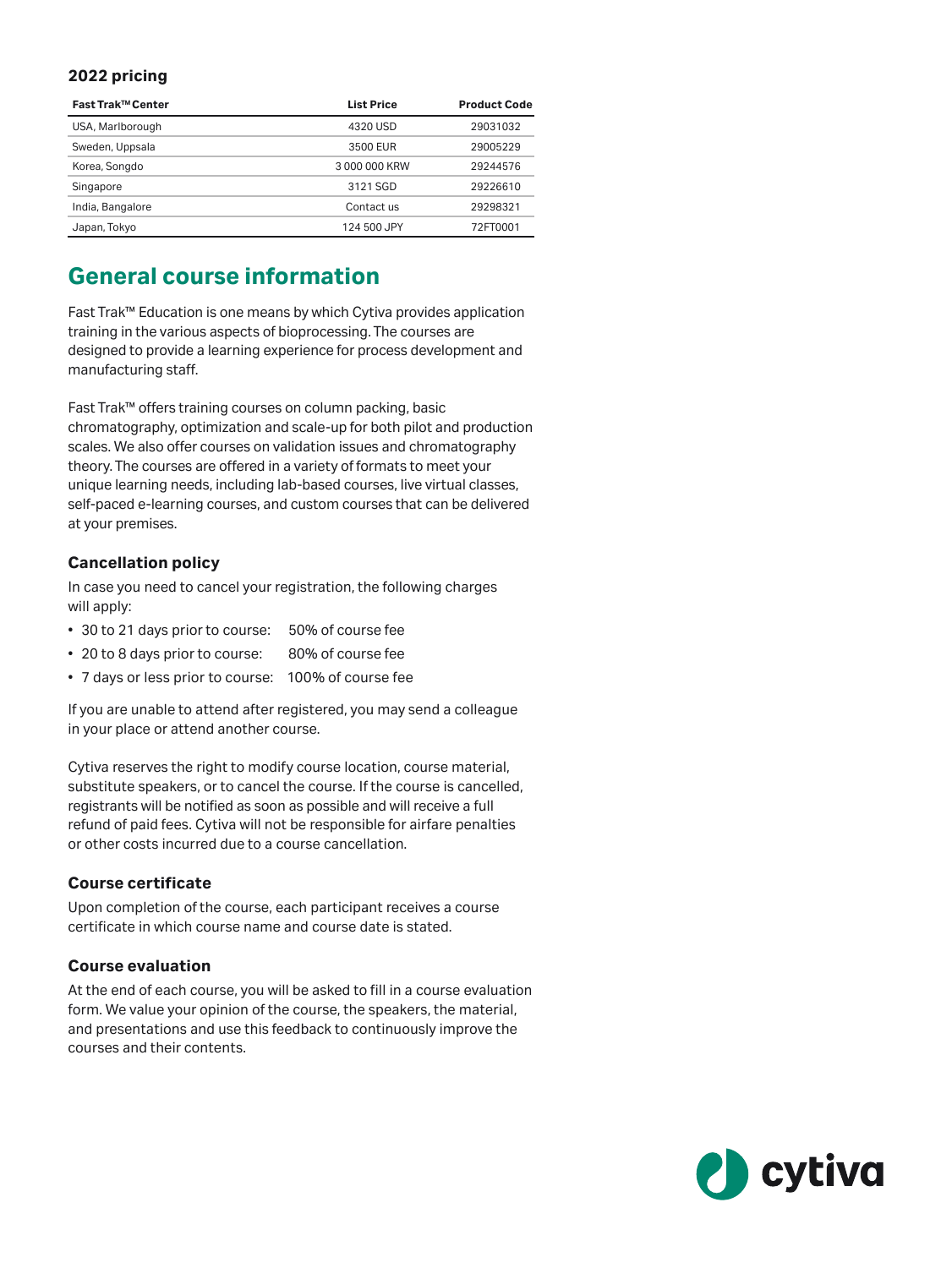### 2022 pricing

| Fast Trak™ Center | List Price | Product Code |
|---|---|---|
| USA, Marlborough | 4320 USD | 29031032 |
| Sweden, Uppsala | 3500 EUR | 29005229 |
| Korea, Songdo | 3 000 000 KRW | 29244576 |
| Singapore | 3121 SGD | 29226610 |
| India, Bangalore | Contact us | 29298321 |
| Japan, Tokyo | 124 500 JPY | 72FT0001 |

## General course information

Fast Trak™ Education is one means by which Cytiva provides application training in the various aspects of bioprocessing. The courses are designed to provide a learning experience for process development and manufacturing staff.

Fast Trak™ offers training courses on column packing, basic chromatography, optimization and scale-up for both pilot and production scales. We also offer courses on validation issues and chromatography theory. The courses are offered in a variety of formats to meet your unique learning needs, including lab-based courses, live virtual classes, self-paced e-learning courses, and custom courses that can be delivered at your premises.

### Cancellation policy

In case you need to cancel your registration, the following charges will apply:

- 30 to 21 days prior to course: 50% of course fee
- 20 to 8 days prior to course: 80% of course fee
- 7 days or less prior to course: 100% of course fee

If you are unable to attend after registered, you may send a colleague in your place or attend another course.

Cytiva reserves the right to modify course location, course material, substitute speakers, or to cancel the course. If the course is cancelled, registrants will be notified as soon as possible and will receive a full refund of paid fees. Cytiva will not be responsible for airfare penalties or other costs incurred due to a course cancellation.

### Course certificate

Upon completion of the course, each participant receives a course certificate in which course name and course date is stated.

### Course evaluation

At the end of each course, you will be asked to fill in a course evaluation form. We value your opinion of the course, the speakers, the material, and presentations and use this feedback to continuously improve the courses and their contents.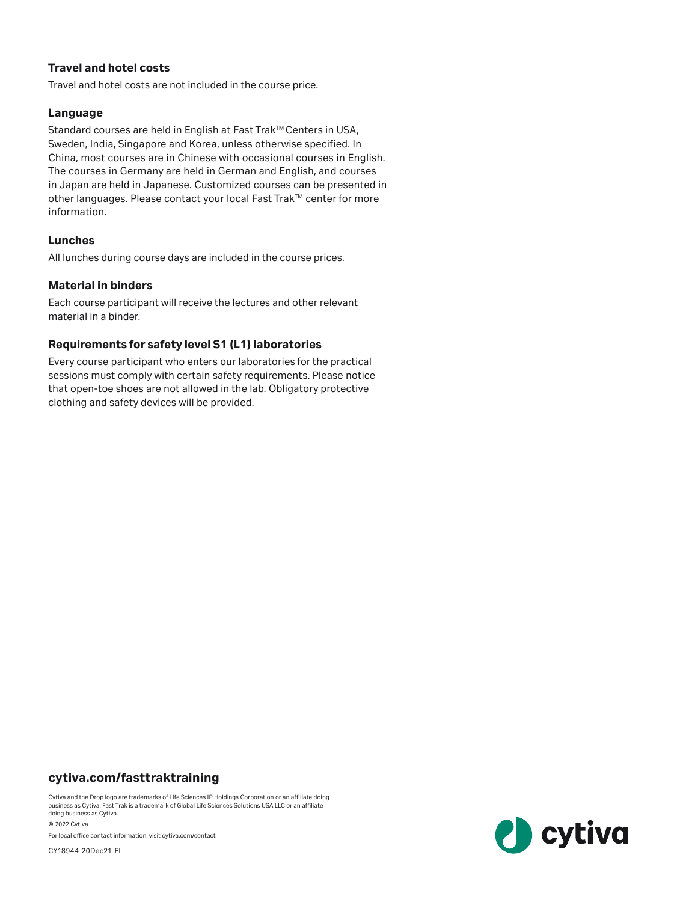### Travel and hotel costs

Travel and hotel costs are not included in the course price.

### Language

Standard courses are held in English at Fast Trak™ Centers in USA, Sweden, India, Singapore and Korea, unless otherwise specified. In China, most courses are in Chinese with occasional courses in English. The courses in Germany are held in German and English, and courses in Japan are held in Japanese. Customized courses can be presented in other languages. Please contact your local Fast Trak™ center for more information.

### Lunches

All lunches during course days are included in the course prices.

### Material in binders

Each course participant will receive the lectures and other relevant material in a binder.

### Requirements for safety level S1 (L1) laboratories

Every course participant who enters our laboratories for the practical sessions must comply with certain safety requirements. Please notice that open-toe shoes are not allowed in the lab. Obligatory protective clothing and safety devices will be provided.

**cytiva.com/fasttraktraining**

Cytiva and the Drop logo are trademarks of LIfe Sciences IP Holdings Corporation or an affiliate doing business as Cytiva. Fast Trak is a trademark of Global Life Sciences Solutions USA LLC or an affiliate doing business as Cytiva.

© 2022 Cytiva

For local office contact information, visit cytiva.com/contact

CY18944-20Dec21-FL

cytiva